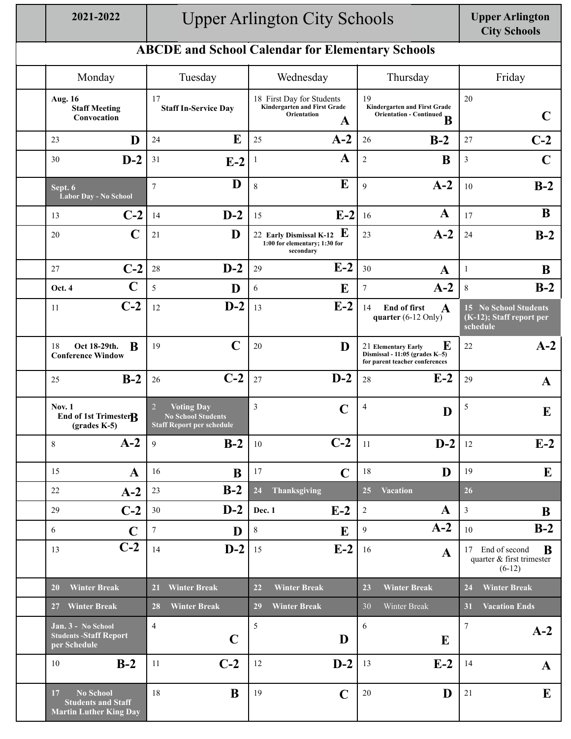| 2021-2022 | Upper Arlington City Schools | | | Upper Arlington City Schools |
|---|---|---|---|---|
| **ABCDE and School Calendar for Elementary Schools** | | | | |
| Monday | Tuesday | Wednesday | Thursday | Friday |
| **Aug. 16** **Staff Meeting Convocation** | 17 **Staff In-Service Day** | 18 First Day for Students **Kindergarten and First Grade Orientation** **A** | 19 **Kindergarten and First Grade Orientation - Continued** **B** | 20 **C** |
| 23 **D** | 24 **E** | 25 **A-2** | 26 **B-2** | 27 **C-2** |
| 30 **D-2** | 31 **E-2** | 1 **A** | 2 **B** | 3 **C** |
| **Sept. 6** **Labor Day - No School** | 7 **D** | 8 **E** | 9 **A-2** | 10 **B-2** |
| 13 **C-2** | 14 **D-2** | 15 **E-2** | 16 **A** | 17 **B** |
| 20 **C** | 21 **D** | 22 **Early Dismissal K-12** **E** **1:00 for elementary; 1:30 for secondary** | 23 **A-2** | 24 **B-2** |
| 27 **C-2** | 28 **D-2** | 29 **E-2** | 30 **A** | 1 **B** |
| **Oct. 4** **C** | 5 **D** | 6 **E** | 7 **A-2** | 8 **B-2** |
| 11 **C-2** | 12 **D-2** | 13 **E-2** | 14 **End of first quarter** (6-12 Only) **A** | 15 **No School Students (K-12); Staff report per schedule** |
| 18 **Oct 18-29th. Conference Window** **B** | 19 **C** | 20 **D** | 21 **Elementary Early Dismissal - 11:05 (grades K–5) for parent teacher conferences** **E** | 22 **A-2** |
| 25 **B-2** | 26 **C-2** | 27 **D-2** | 28 **E-2** | 29 **A** |
| **Nov. 1** **End of 1st Trimester (grades K-5)** **B** | 2 **Voting Day** **No School Students Staff Report per schedule** | 3 **C** | 4 **D** | 5 **E** |
| 8 **A-2** | 9 **B-2** | 10 **C-2** | 11 **D-2** | 12 **E-2** |
| 15 **A** | 16 **B** | 17 **C** | 18 **D** | 19 **E** |
| 22 **A-2** | 23 **B-2** | 24 **Thanksgiving** | 25 **Vacation** | 26 |
| 29 **C-2** | 30 **D-2** | **Dec. 1** **E-2** | 2 **A** | 3 **B** |
| 6 **C** | 7 **D** | 8 **E** | 9 **A-2** | 10 **B-2** |
| 13 **C-2** | 14 **D-2** | 15 **E-2** | 16 **A** | 17 End of second quarter & first trimester (6-12) **B** |
| 20 **Winter Break** | 21 **Winter Break** | 22 **Winter Break** | 23 **Winter Break** | 24 **Winter Break** |
| 27 **Winter Break** | 28 **Winter Break** | 29 **Winter Break** | 30 Winter Break | 31 **Vacation Ends** |
| **Jan. 3 - No School Students -Staff Report per Schedule** | 4 **C** | 5 **D** | 6 **E** | 7 **A-2** |
| 10 **B-2** | 11 **C-2** | 12 **D-2** | 13 **E-2** | 14 **A** |
| 17 **No School Students and Staff Martin Luther King Day** | 18 **B** | 19 **C** | 20 **D** | 21 **E** |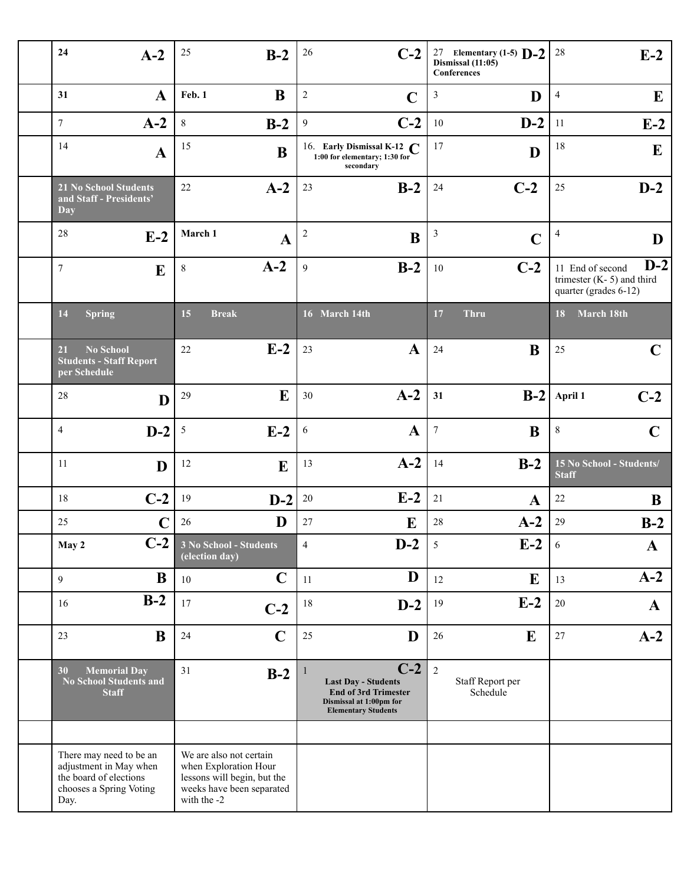| | | | | | |
|---|---|---|---|---|---|
| | 24 **A-2** | 25 **B-2** | 26 **C-2** | 27 **Elementary (1-5) Dismissal (11:05) Conferences** **D-2** | 28 **E-2** |
| | **31** **A** | **Feb. 1** **B** | 2 **C** | 3 **D** | 4 **E** |
| | 7 **A-2** | 8 **B-2** | 9 **C-2** | 10 **D-2** | 11 **E-2** |
| | 14 **A** | 15 **B** | 16. **Early Dismissal K-12 1:00 for elementary; 1:30 for secondary** **C** | 17 **D** | 18 **E** |
| | **21 No School Students and Staff - Presidents' Day** | 22 **A-2** | 23 **B-2** | 24 **C-2** | 25 **D-2** |
| | 28 **E-2** | **March 1** **A** | 2 **B** | 3 **C** | 4 **D** |
| | 7 **E** | 8 **A-2** | 9 **B-2** | 10 **C-2** | 11 End of second trimester (K- 5) and third quarter (grades 6-12) **D-2** |
| | **14 Spring** | **15 Break** | **16 March 14th** | **17 Thru** | **18 March 18th** |
| | **21 No School Students - Staff Report per Schedule** | 22 **E-2** | 23 **A** | 24 **B** | 25 **C** |
| | 28 **D** | 29 **E** | 30 **A-2** | **31** **B-2** | **April 1** **C-2** |
| | 4 **D-2** | 5 **E-2** | 6 **A** | 7 **B** | 8 **C** |
| | 11 **D** | 12 **E** | 13 **A-2** | 14 **B-2** | **15 No School - Students/ Staff** |
| | 18 **C-2** | 19 **D-2** | 20 **E-2** | 21 **A** | 22 **B** |
| | 25 **C** | 26 **D** | 27 **E** | 28 **A-2** | 29 **B-2** |
| | **May 2** **C-2** | **3 No School - Students (election day)** | 4 **D-2** | 5 **E-2** | 6 **A** |
| | 9 **B** | 10 **C** | 11 **D** | 12 **E** | 13 **A-2** |
| | 16 **B-2** | 17 **C-2** | 18 **D-2** | 19 **E-2** | 20 **A** |
| | 23 **B** | 24 **C** | 25 **D** | 26 **E** | 27 **A-2** |
| | **30 Memorial Day No School Students and Staff** | 31 **B-2** | 1 **C-2** **Last Day - Students End of 3rd Trimester Dismissal at 1:00pm for Elementary Students** | 2 Staff Report per Schedule | |
| | | | | | |
| | There may need to be an adjustment in May when the board of elections chooses a Spring Voting Day. | We are also not certain when Exploration Hour lessons will begin, but the weeks have been separated with the -2 | | | |